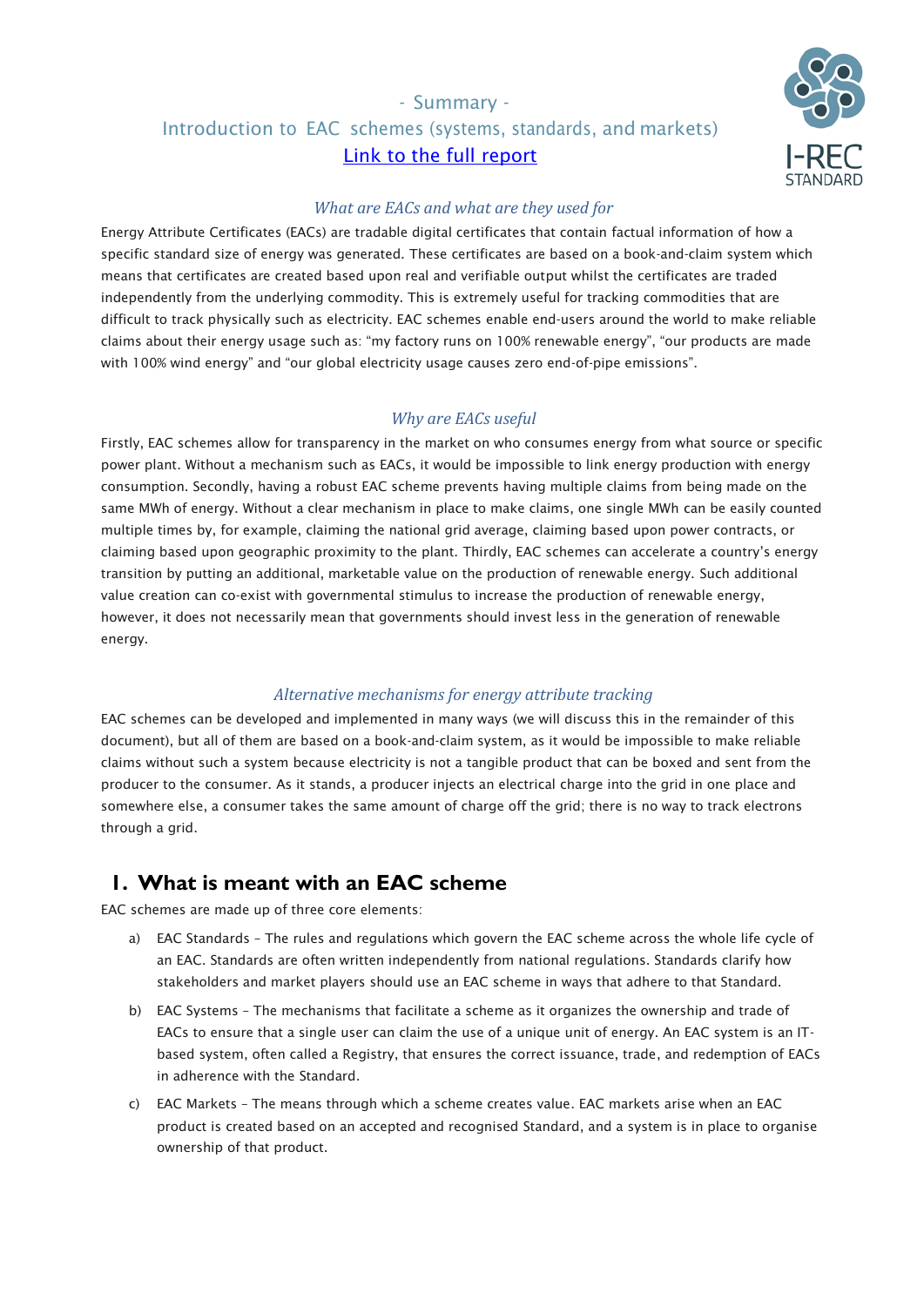- Summary -

Introduction to EAC schemes (systems, standards, and markets)

[Link to the full report]

*What are EACs and what are they used for*

Energy Attribute Certificates (EACs) are tradable digital certificates that contain factual information of how a specific standard size of energy was generated. These certificates are based on a book-and-claim system which means that certificates are created based upon real and verifiable output whilst the certificates are traded independently from the underlying commodity. This is extremely useful for tracking commodities that are difficult to track physically such as electricity. EAC schemes enable end-users around the world to make reliable claims about their energy usage such as: “my factory runs on 100% renewable energy”, “our products are made with 100% wind energy” and “our global electricity usage causes zero end-of-pipe emissions”.

*Why are EACs useful*

Firstly, EAC schemes allow for transparency in the market on who consumes energy from what source or specific power plant. Without a mechanism such as EACs, it would be impossible to link energy production with energy consumption. Secondly, having a robust EAC scheme prevents having multiple claims from being made on the same MWh of energy. Without a clear mechanism in place to make claims, one single MWh can be easily counted multiple times by, for example, claiming the national grid average, claiming based upon power contracts, or claiming based upon geographic proximity to the plant. Thirdly, EAC schemes can accelerate a country’s energy transition by putting an additional, marketable value on the production of renewable energy. Such additional value creation can co-exist with governmental stimulus to increase the production of renewable energy, however, it does not necessarily mean that governments should invest less in the generation of renewable energy.

*Alternative mechanisms for energy attribute tracking*

EAC schemes can be developed and implemented in many ways (we will discuss this in the remainder of this document), but all of them are based on a book-and-claim system, as it would be impossible to make reliable claims without such a system because electricity is not a tangible product that can be boxed and sent from the producer to the consumer. As it stands, a producer injects an electrical charge into the grid in one place and somewhere else, a consumer takes the same amount of charge off the grid; there is no way to track electrons through a grid.

## 1. What is meant with an EAC scheme

EAC schemes are made up of three core elements:

a) EAC Standards – The rules and regulations which govern the EAC scheme across the whole life cycle of an EAC. Standards are often written independently from national regulations. Standards clarify how stakeholders and market players should use an EAC scheme in ways that adhere to that Standard.

b) EAC Systems – The mechanisms that facilitate a scheme as it organizes the ownership and trade of EACs to ensure that a single user can claim the use of a unique unit of energy. An EAC system is an IT-based system, often called a Registry, that ensures the correct issuance, trade, and redemption of EACs in adherence with the Standard.

c) EAC Markets – The means through which a scheme creates value. EAC markets arise when an EAC product is created based on an accepted and recognised Standard, and a system is in place to organise ownership of that product.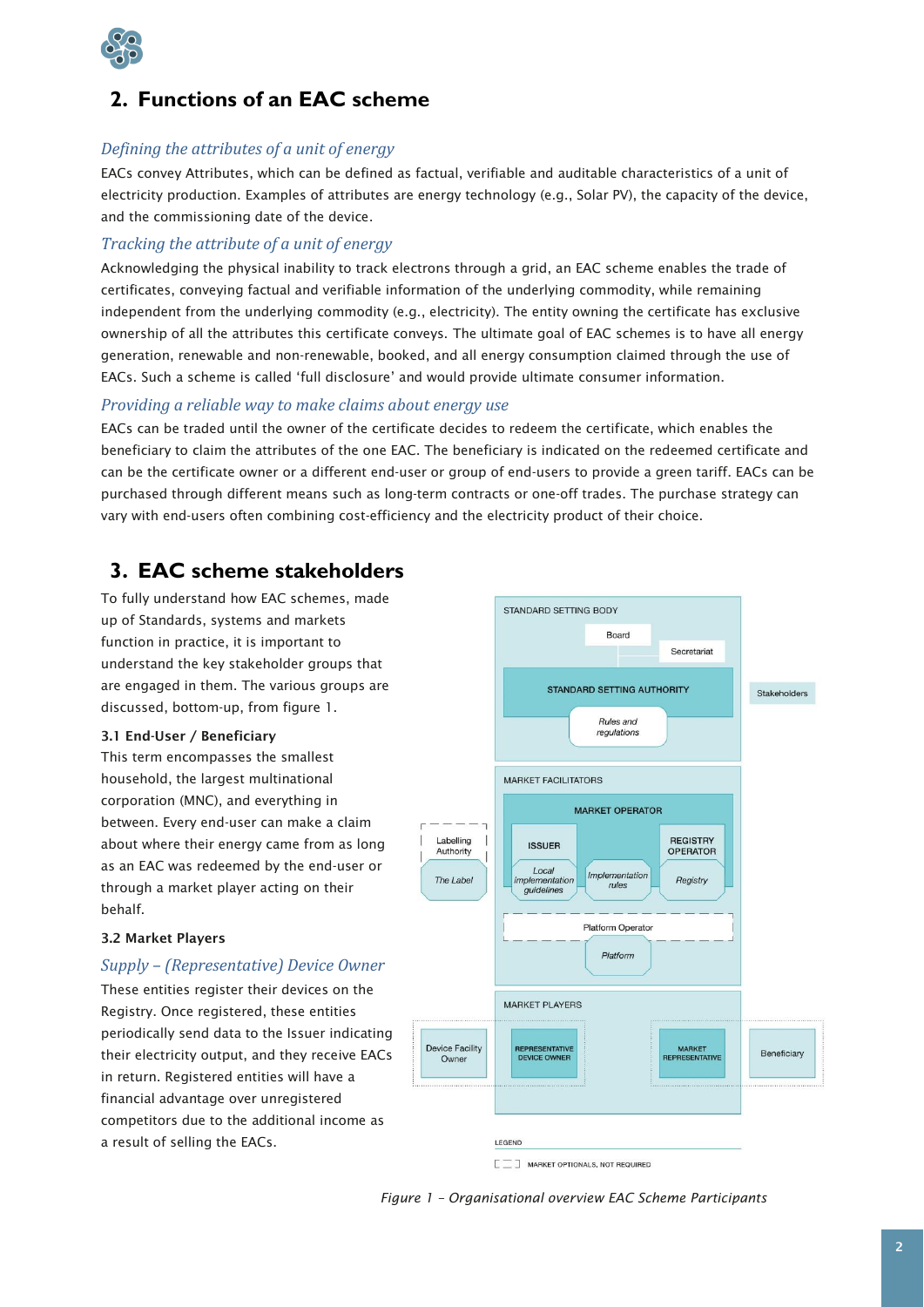## 2. Functions of an EAC scheme

### *Defining the attributes of a unit of energy*

EACs convey Attributes, which can be defined as factual, verifiable and auditable characteristics of a unit of electricity production. Examples of attributes are energy technology (e.g., Solar PV), the capacity of the device, and the commissioning date of the device.

### *Tracking the attribute of a unit of energy*

Acknowledging the physical inability to track electrons through a grid, an EAC scheme enables the trade of certificates, conveying factual and verifiable information of the underlying commodity, while remaining independent from the underlying commodity (e.g., electricity). The entity owning the certificate has exclusive ownership of all the attributes this certificate conveys. The ultimate goal of EAC schemes is to have all energy generation, renewable and non-renewable, booked, and all energy consumption claimed through the use of EACs. Such a scheme is called 'full disclosure' and would provide ultimate consumer information.

### *Providing a reliable way to make claims about energy use*

EACs can be traded until the owner of the certificate decides to redeem the certificate, which enables the beneficiary to claim the attributes of the one EAC. The beneficiary is indicated on the redeemed certificate and can be the certificate owner or a different end-user or group of end-users to provide a green tariff. EACs can be purchased through different means such as long-term contracts or one-off trades. The purchase strategy can vary with end-users often combining cost-efficiency and the electricity product of their choice.

## 3. EAC scheme stakeholders

To fully understand how EAC schemes, made up of Standards, systems and markets function in practice, it is important to understand the key stakeholder groups that are engaged in them. The various groups are discussed, bottom-up, from figure 1.

### 3.1 End-User / Beneficiary

This term encompasses the smallest household, the largest multinational corporation (MNC), and everything in between. Every end-user can make a claim about where their energy came from as long as an EAC was redeemed by the end-user or through a market player acting on their behalf.

### 3.2 Market Players

#### *Supply – (Representative) Device Owner*

These entities register their devices on the Registry. Once registered, these entities periodically send data to the Issuer indicating their electricity output, and they receive EACs in return. Registered entities will have a financial advantage over unregistered competitors due to the additional income as a result of selling the EACs.

STANDARD SETTING BODY: Board; Secretariat; STANDARD SETTING AUTHORITY; Rules and regulations; Stakeholders

MARKET FACILITATORS: MARKET OPERATOR; ISSUER; Local implementation guidelines; Implementation rules; REGISTRY OPERATOR; Registry; Labelling Authority; The Label; Platform Operator; Platform

MARKET PLAYERS: Device Facility Owner; REPRESENTATIVE DEVICE OWNER; MARKET REPRESENTATIVE; Beneficiary

LEGEND: [ ] MARKET OPTIONALS, NOT REQUIRED

*Figure 1 – Organisational overview EAC Scheme Participants*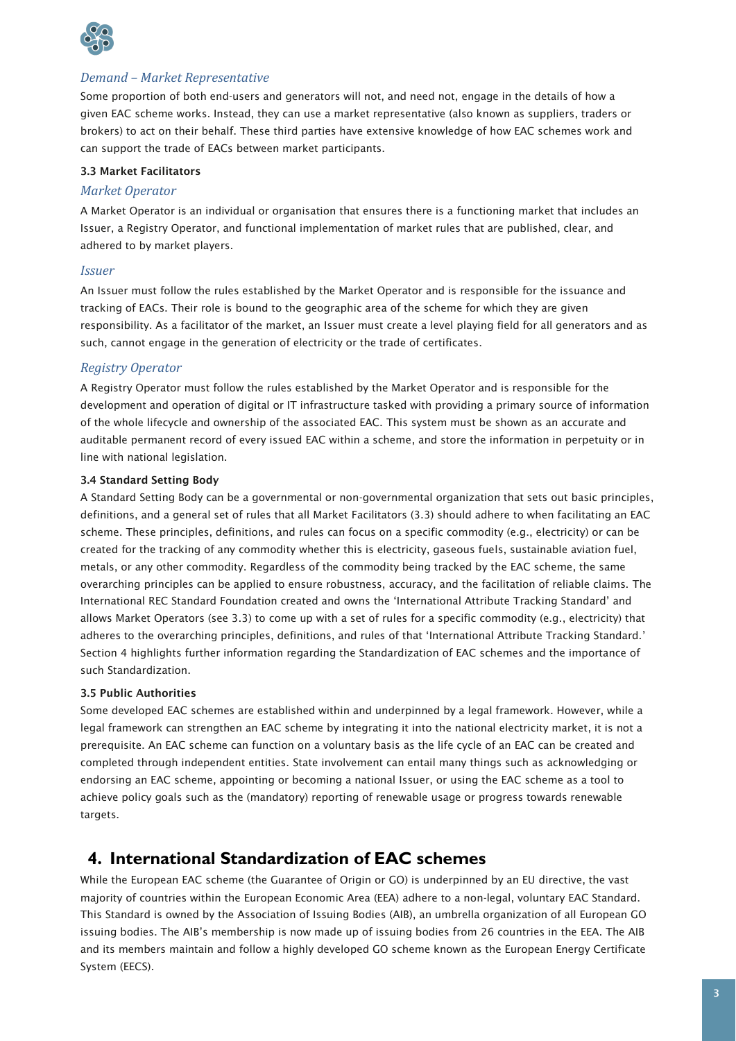### *Demand – Market Representative*

Some proportion of both end-users and generators will not, and need not, engage in the details of how a given EAC scheme works. Instead, they can use a market representative (also known as suppliers, traders or brokers) to act on their behalf. These third parties have extensive knowledge of how EAC schemes work and can support the trade of EACs between market participants.

### 3.3 Market Facilitators

#### *Market Operator*

A Market Operator is an individual or organisation that ensures there is a functioning market that includes an Issuer, a Registry Operator, and functional implementation of market rules that are published, clear, and adhered to by market players.

#### *Issuer*

An Issuer must follow the rules established by the Market Operator and is responsible for the issuance and tracking of EACs. Their role is bound to the geographic area of the scheme for which they are given responsibility. As a facilitator of the market, an Issuer must create a level playing field for all generators and as such, cannot engage in the generation of electricity or the trade of certificates.

#### *Registry Operator*

A Registry Operator must follow the rules established by the Market Operator and is responsible for the development and operation of digital or IT infrastructure tasked with providing a primary source of information of the whole lifecycle and ownership of the associated EAC. This system must be shown as an accurate and auditable permanent record of every issued EAC within a scheme, and store the information in perpetuity or in line with national legislation.

### 3.4 Standard Setting Body

A Standard Setting Body can be a governmental or non-governmental organization that sets out basic principles, definitions, and a general set of rules that all Market Facilitators (3.3) should adhere to when facilitating an EAC scheme. These principles, definitions, and rules can focus on a specific commodity (e.g., electricity) or can be created for the tracking of any commodity whether this is electricity, gaseous fuels, sustainable aviation fuel, metals, or any other commodity. Regardless of the commodity being tracked by the EAC scheme, the same overarching principles can be applied to ensure robustness, accuracy, and the facilitation of reliable claims. The International REC Standard Foundation created and owns the 'International Attribute Tracking Standard' and allows Market Operators (see 3.3) to come up with a set of rules for a specific commodity (e.g., electricity) that adheres to the overarching principles, definitions, and rules of that 'International Attribute Tracking Standard.' Section 4 highlights further information regarding the Standardization of EAC schemes and the importance of such Standardization.

### 3.5 Public Authorities

Some developed EAC schemes are established within and underpinned by a legal framework. However, while a legal framework can strengthen an EAC scheme by integrating it into the national electricity market, it is not a prerequisite. An EAC scheme can function on a voluntary basis as the life cycle of an EAC can be created and completed through independent entities. State involvement can entail many things such as acknowledging or endorsing an EAC scheme, appointing or becoming a national Issuer, or using the EAC scheme as a tool to achieve policy goals such as the (mandatory) reporting of renewable usage or progress towards renewable targets.

## 4. International Standardization of EAC schemes

While the European EAC scheme (the Guarantee of Origin or GO) is underpinned by an EU directive, the vast majority of countries within the European Economic Area (EEA) adhere to a non-legal, voluntary EAC Standard. This Standard is owned by the Association of Issuing Bodies (AIB), an umbrella organization of all European GO issuing bodies. The AIB's membership is now made up of issuing bodies from 26 countries in the EEA. The AIB and its members maintain and follow a highly developed GO scheme known as the European Energy Certificate System (EECS).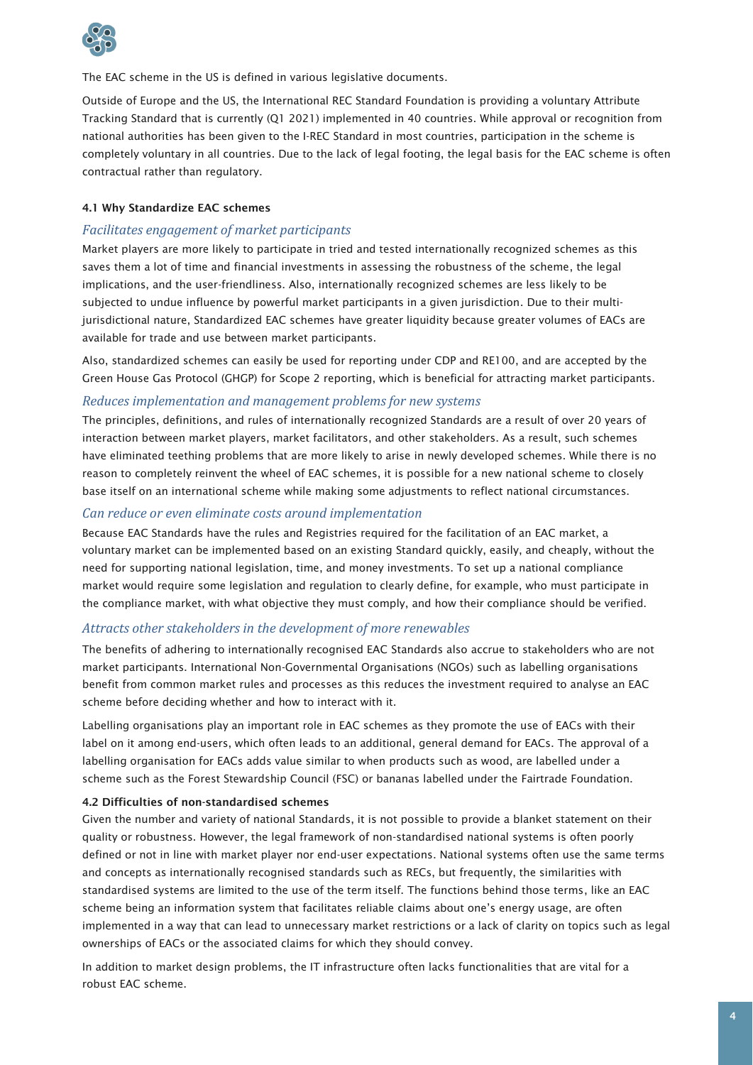The EAC scheme in the US is defined in various legislative documents.

Outside of Europe and the US, the International REC Standard Foundation is providing a voluntary Attribute Tracking Standard that is currently (Q1 2021) implemented in 40 countries. While approval or recognition from national authorities has been given to the I-REC Standard in most countries, participation in the scheme is completely voluntary in all countries. Due to the lack of legal footing, the legal basis for the EAC scheme is often contractual rather than regulatory.

#### 4.1 Why Standardize EAC schemes

*Facilitates engagement of market participants*

Market players are more likely to participate in tried and tested internationally recognized schemes as this saves them a lot of time and financial investments in assessing the robustness of the scheme, the legal implications, and the user-friendliness. Also, internationally recognized schemes are less likely to be subjected to undue influence by powerful market participants in a given jurisdiction. Due to their multi-jurisdictional nature, Standardized EAC schemes have greater liquidity because greater volumes of EACs are available for trade and use between market participants.

Also, standardized schemes can easily be used for reporting under CDP and RE100, and are accepted by the Green House Gas Protocol (GHGP) for Scope 2 reporting, which is beneficial for attracting market participants.

*Reduces implementation and management problems for new systems*

The principles, definitions, and rules of internationally recognized Standards are a result of over 20 years of interaction between market players, market facilitators, and other stakeholders. As a result, such schemes have eliminated teething problems that are more likely to arise in newly developed schemes. While there is no reason to completely reinvent the wheel of EAC schemes, it is possible for a new national scheme to closely base itself on an international scheme while making some adjustments to reflect national circumstances.

*Can reduce or even eliminate costs around implementation*

Because EAC Standards have the rules and Registries required for the facilitation of an EAC market, a voluntary market can be implemented based on an existing Standard quickly, easily, and cheaply, without the need for supporting national legislation, time, and money investments. To set up a national compliance market would require some legislation and regulation to clearly define, for example, who must participate in the compliance market, with what objective they must comply, and how their compliance should be verified.

*Attracts other stakeholders in the development of more renewables*

The benefits of adhering to internationally recognised EAC Standards also accrue to stakeholders who are not market participants. International Non-Governmental Organisations (NGOs) such as labelling organisations benefit from common market rules and processes as this reduces the investment required to analyse an EAC scheme before deciding whether and how to interact with it.

Labelling organisations play an important role in EAC schemes as they promote the use of EACs with their label on it among end-users, which often leads to an additional, general demand for EACs. The approval of a labelling organisation for EACs adds value similar to when products such as wood, are labelled under a scheme such as the Forest Stewardship Council (FSC) or bananas labelled under the Fairtrade Foundation.

#### 4.2 Difficulties of non-standardised schemes

Given the number and variety of national Standards, it is not possible to provide a blanket statement on their quality or robustness. However, the legal framework of non-standardised national systems is often poorly defined or not in line with market player nor end-user expectations. National systems often use the same terms and concepts as internationally recognised standards such as RECs, but frequently, the similarities with standardised systems are limited to the use of the term itself. The functions behind those terms, like an EAC scheme being an information system that facilitates reliable claims about one's energy usage, are often implemented in a way that can lead to unnecessary market restrictions or a lack of clarity on topics such as legal ownerships of EACs or the associated claims for which they should convey.

In addition to market design problems, the IT infrastructure often lacks functionalities that are vital for a robust EAC scheme.